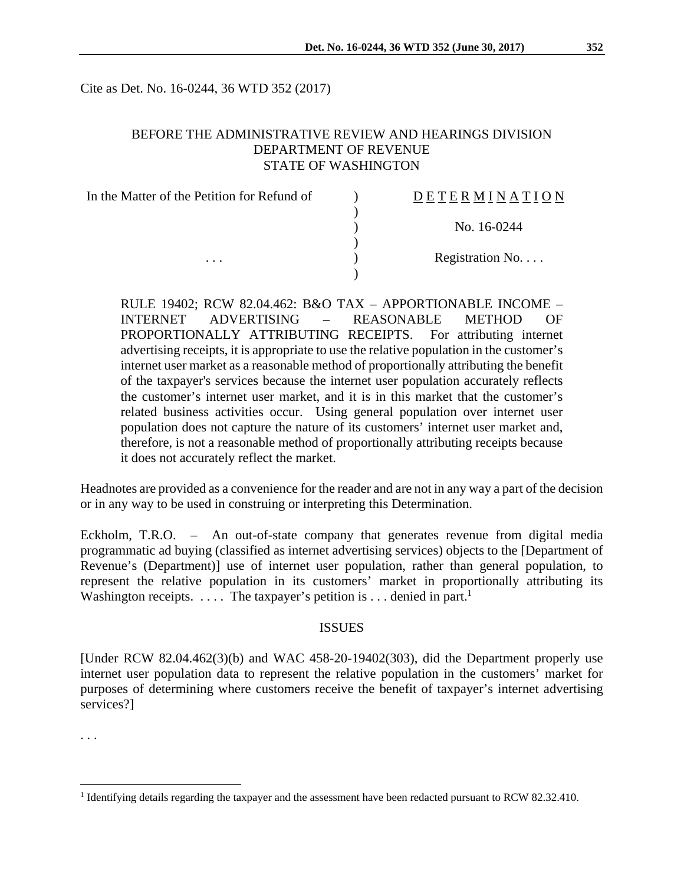Cite as Det. No. 16-0244, 36 WTD 352 (2017)

BEFORE THE ADMINISTRATIVE REVIEW AND HEARINGS DIVISION
DEPARTMENT OF REVENUE
STATE OF WASHINGTON

| In the Matter of the Petition for Refund of | ) | DETERMINATION |
|---|---|---|
| | ) | |
| | ) | No. 16-0244 |
| | ) | |
| . . . | ) | Registration No. . . . |
| | ) | |

RULE 19402; RCW 82.04.462: B&O TAX – APPORTIONABLE INCOME – INTERNET ADVERTISING – REASONABLE METHOD OF PROPORTIONALLY ATTRIBUTING RECEIPTS. For attributing internet advertising receipts, it is appropriate to use the relative population in the customer's internet user market as a reasonable method of proportionally attributing the benefit of the taxpayer's services because the internet user population accurately reflects the customer's internet user market, and it is in this market that the customer's related business activities occur. Using general population over internet user population does not capture the nature of its customers' internet user market and, therefore, is not a reasonable method of proportionally attributing receipts because it does not accurately reflect the market.

Headnotes are provided as a convenience for the reader and are not in any way a part of the decision or in any way to be used in construing or interpreting this Determination.

Eckholm, T.R.O. – An out-of-state company that generates revenue from digital media programmatic ad buying (classified as internet advertising services) objects to the [Department of Revenue's (Department)] use of internet user population, rather than general population, to represent the relative population in its customers' market in proportionally attributing its Washington receipts. . . . . The taxpayer's petition is . . . denied in part.[1]

## ISSUES

[Under RCW 82.04.462(3)(b) and WAC 458-20-19402(303), did the Department properly use internet user population data to represent the relative population in the customers' market for purposes of determining where customers receive the benefit of taxpayer's internet advertising services?]

. . .

[1] Identifying details regarding the taxpayer and the assessment have been redacted pursuant to RCW 82.32.410.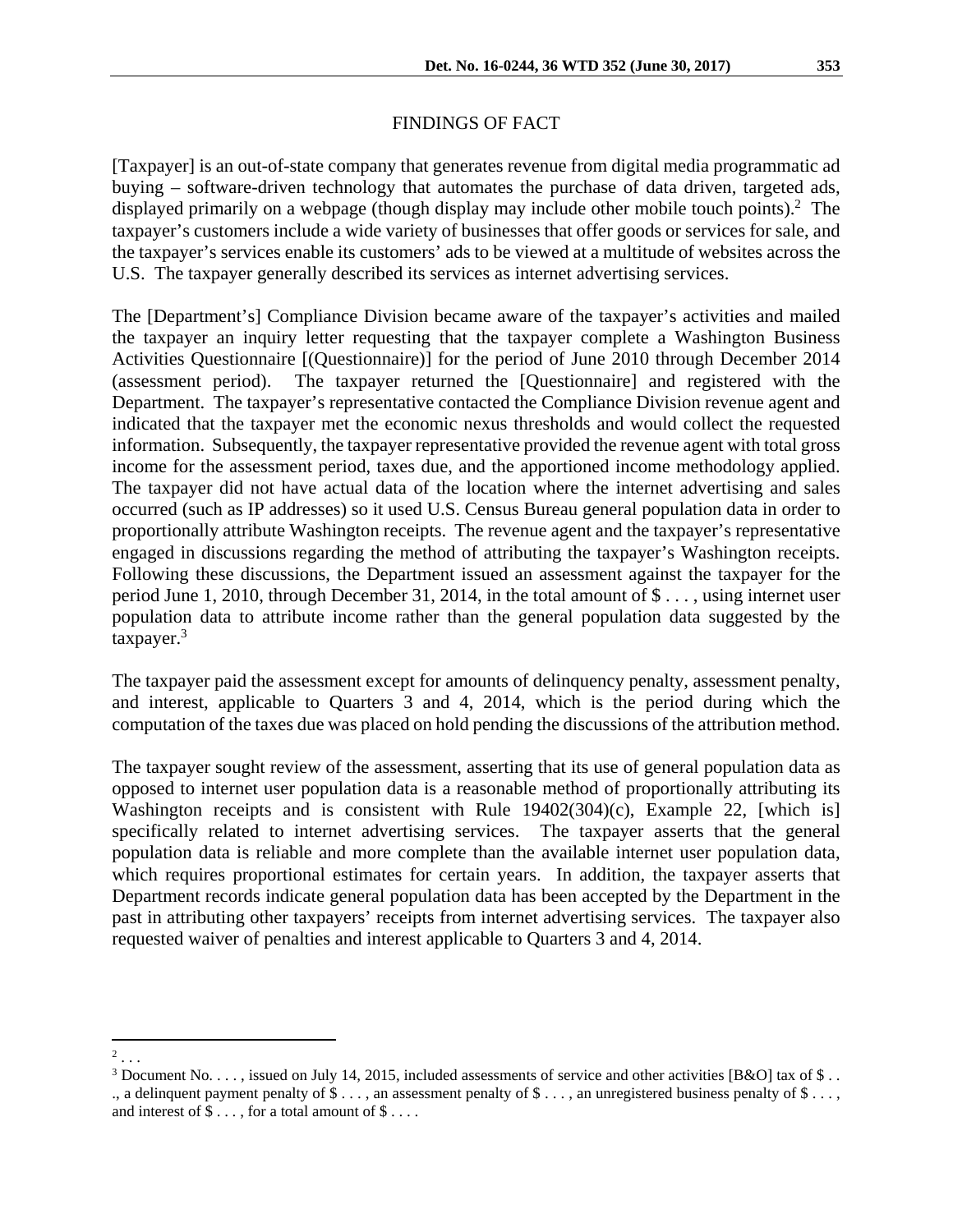## FINDINGS OF FACT

[Taxpayer] is an out-of-state company that generates revenue from digital media programmatic ad buying – software-driven technology that automates the purchase of data driven, targeted ads, displayed primarily on a webpage (though display may include other mobile touch points).[2] The taxpayer's customers include a wide variety of businesses that offer goods or services for sale, and the taxpayer's services enable its customers' ads to be viewed at a multitude of websites across the U.S. The taxpayer generally described its services as internet advertising services.

The [Department's] Compliance Division became aware of the taxpayer's activities and mailed the taxpayer an inquiry letter requesting that the taxpayer complete a Washington Business Activities Questionnaire [(Questionnaire)] for the period of June 2010 through December 2014 (assessment period). The taxpayer returned the [Questionnaire] and registered with the Department. The taxpayer's representative contacted the Compliance Division revenue agent and indicated that the taxpayer met the economic nexus thresholds and would collect the requested information. Subsequently, the taxpayer representative provided the revenue agent with total gross income for the assessment period, taxes due, and the apportioned income methodology applied. The taxpayer did not have actual data of the location where the internet advertising and sales occurred (such as IP addresses) so it used U.S. Census Bureau general population data in order to proportionally attribute Washington receipts. The revenue agent and the taxpayer's representative engaged in discussions regarding the method of attributing the taxpayer's Washington receipts. Following these discussions, the Department issued an assessment against the taxpayer for the period June 1, 2010, through December 31, 2014, in the total amount of $ . . . , using internet user population data to attribute income rather than the general population data suggested by the taxpayer.[3]

The taxpayer paid the assessment except for amounts of delinquency penalty, assessment penalty, and interest, applicable to Quarters 3 and 4, 2014, which is the period during which the computation of the taxes due was placed on hold pending the discussions of the attribution method.

The taxpayer sought review of the assessment, asserting that its use of general population data as opposed to internet user population data is a reasonable method of proportionally attributing its Washington receipts and is consistent with Rule 19402(304)(c), Example 22, [which is] specifically related to internet advertising services. The taxpayer asserts that the general population data is reliable and more complete than the available internet user population data, which requires proportional estimates for certain years. In addition, the taxpayer asserts that Department records indicate general population data has been accepted by the Department in the past in attributing other taxpayers' receipts from internet advertising services. The taxpayer also requested waiver of penalties and interest applicable to Quarters 3 and 4, 2014.

---

[2] . . .

[3] Document No. . . . , issued on July 14, 2015, included assessments of service and other activities [B&O] tax of $ . . ., a delinquent payment penalty of $ . . . , an assessment penalty of $ . . . , an unregistered business penalty of $ . . . , and interest of $ . . . , for a total amount of $ . . . .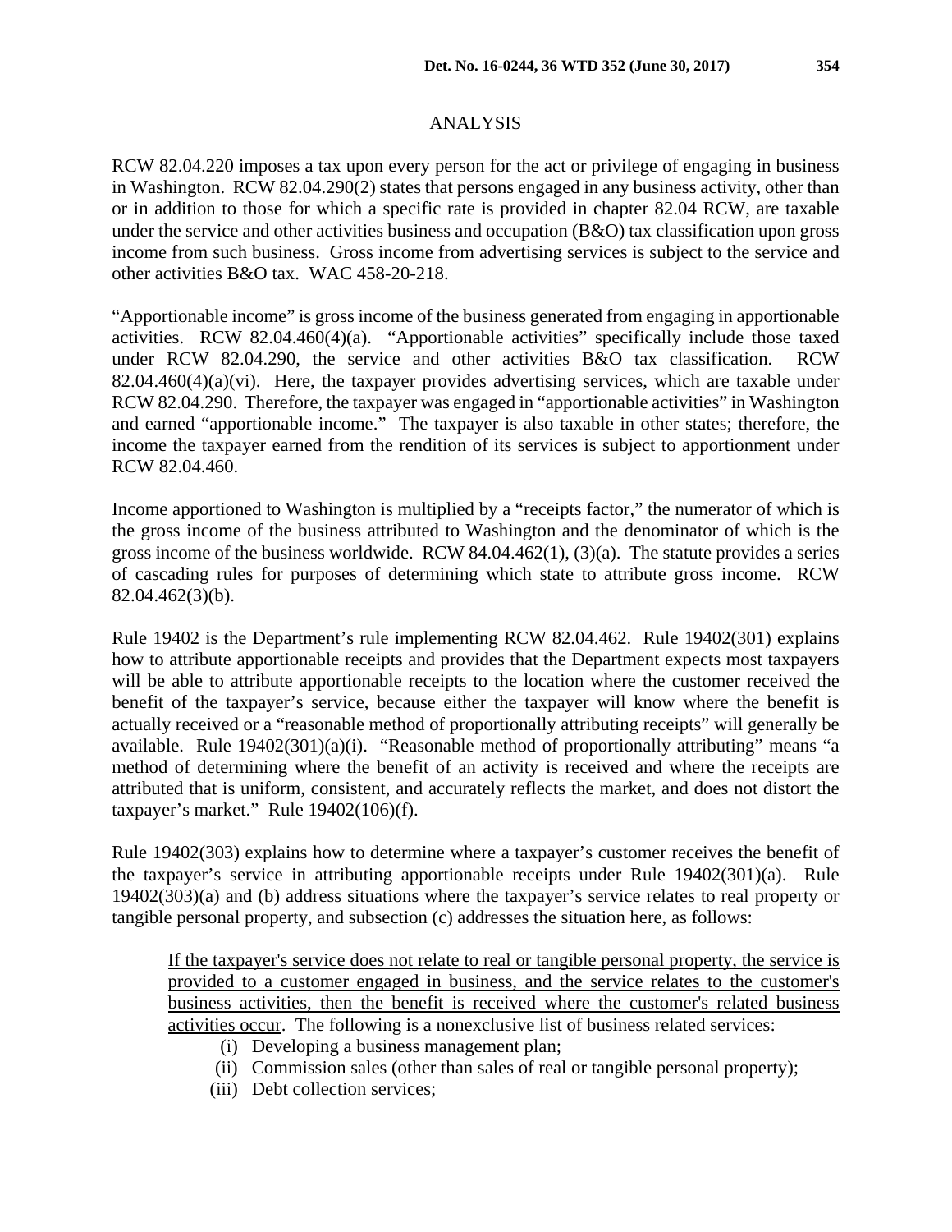## ANALYSIS

RCW 82.04.220 imposes a tax upon every person for the act or privilege of engaging in business in Washington. RCW 82.04.290(2) states that persons engaged in any business activity, other than or in addition to those for which a specific rate is provided in chapter 82.04 RCW, are taxable under the service and other activities business and occupation (B&O) tax classification upon gross income from such business. Gross income from advertising services is subject to the service and other activities B&O tax. WAC 458-20-218.

"Apportionable income" is gross income of the business generated from engaging in apportionable activities. RCW 82.04.460(4)(a). "Apportionable activities" specifically include those taxed under RCW 82.04.290, the service and other activities B&O tax classification. RCW 82.04.460(4)(a)(vi). Here, the taxpayer provides advertising services, which are taxable under RCW 82.04.290. Therefore, the taxpayer was engaged in "apportionable activities" in Washington and earned "apportionable income." The taxpayer is also taxable in other states; therefore, the income the taxpayer earned from the rendition of its services is subject to apportionment under RCW 82.04.460.

Income apportioned to Washington is multiplied by a "receipts factor," the numerator of which is the gross income of the business attributed to Washington and the denominator of which is the gross income of the business worldwide. RCW 84.04.462(1), (3)(a). The statute provides a series of cascading rules for purposes of determining which state to attribute gross income. RCW 82.04.462(3)(b).

Rule 19402 is the Department's rule implementing RCW 82.04.462. Rule 19402(301) explains how to attribute apportionable receipts and provides that the Department expects most taxpayers will be able to attribute apportionable receipts to the location where the customer received the benefit of the taxpayer's service, because either the taxpayer will know where the benefit is actually received or a "reasonable method of proportionally attributing receipts" will generally be available. Rule 19402(301)(a)(i). "Reasonable method of proportionally attributing" means "a method of determining where the benefit of an activity is received and where the receipts are attributed that is uniform, consistent, and accurately reflects the market, and does not distort the taxpayer's market." Rule 19402(106)(f).

Rule 19402(303) explains how to determine where a taxpayer's customer receives the benefit of the taxpayer's service in attributing apportionable receipts under Rule 19402(301)(a). Rule 19402(303)(a) and (b) address situations where the taxpayer's service relates to real property or tangible personal property, and subsection (c) addresses the situation here, as follows:

> <u>If the taxpayer's service does not relate to real or tangible personal property, the service is provided to a customer engaged in business, and the service relates to the customer's business activities, then the benefit is received where the customer's related business activities occur</u>. The following is a nonexclusive list of business related services:
>
> (i) Developing a business management plan;
> (ii) Commission sales (other than sales of real or tangible personal property);
> (iii) Debt collection services;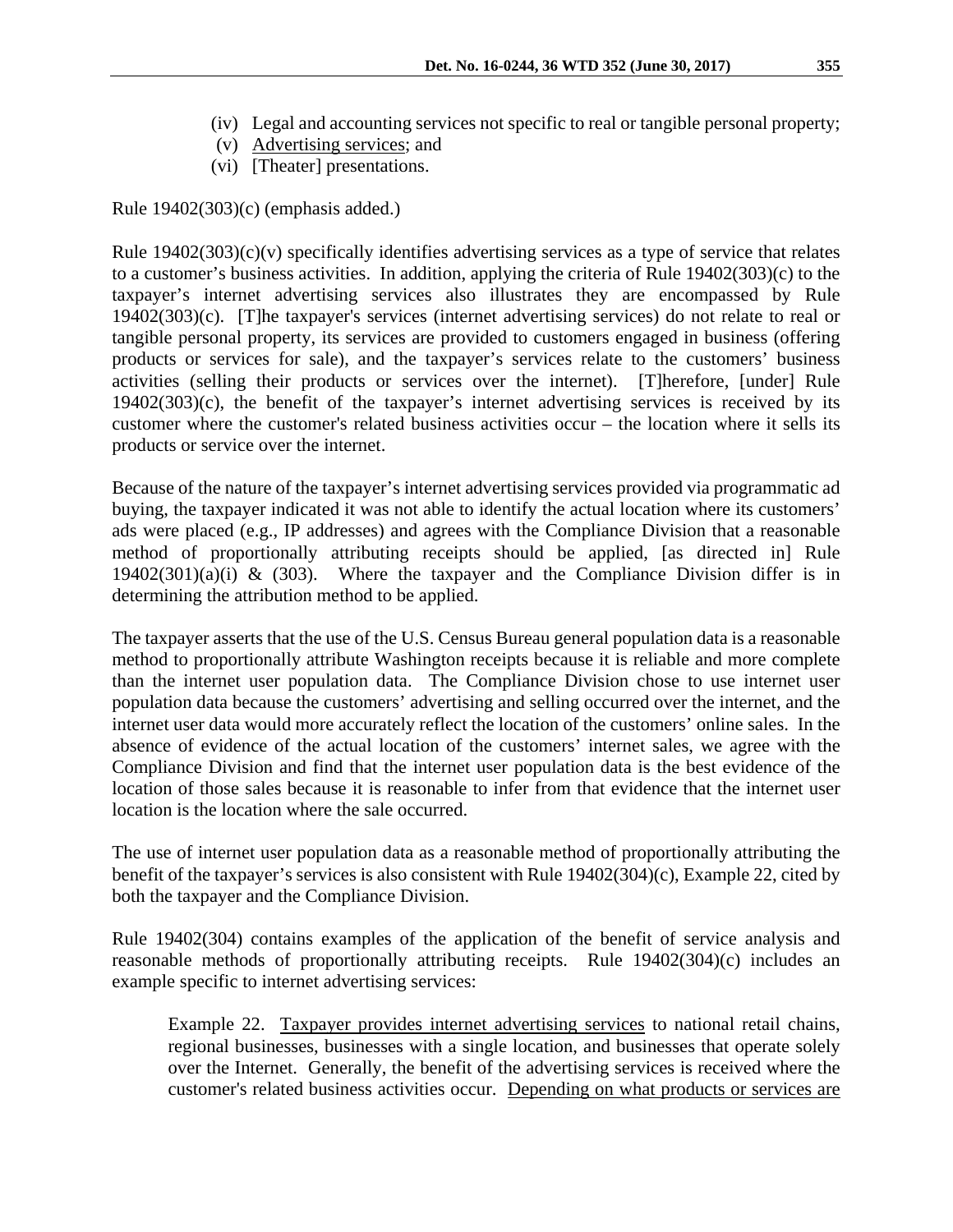(iv) Legal and accounting services not specific to real or tangible personal property;
(v) <u>Advertising services</u>; and
(vi) [Theater] presentations.

Rule 19402(303)(c) (emphasis added.)

Rule 19402(303)(c)(v) specifically identifies advertising services as a type of service that relates to a customer's business activities. In addition, applying the criteria of Rule 19402(303)(c) to the taxpayer's internet advertising services also illustrates they are encompassed by Rule 19402(303)(c). [T]he taxpayer's services (internet advertising services) do not relate to real or tangible personal property, its services are provided to customers engaged in business (offering products or services for sale), and the taxpayer's services relate to the customers' business activities (selling their products or services over the internet). [T]herefore, [under] Rule 19402(303)(c), the benefit of the taxpayer's internet advertising services is received by its customer where the customer's related business activities occur – the location where it sells its products or service over the internet.

Because of the nature of the taxpayer's internet advertising services provided via programmatic ad buying, the taxpayer indicated it was not able to identify the actual location where its customers' ads were placed (e.g., IP addresses) and agrees with the Compliance Division that a reasonable method of proportionally attributing receipts should be applied, [as directed in] Rule 19402(301)(a)(i) & (303). Where the taxpayer and the Compliance Division differ is in determining the attribution method to be applied.

The taxpayer asserts that the use of the U.S. Census Bureau general population data is a reasonable method to proportionally attribute Washington receipts because it is reliable and more complete than the internet user population data. The Compliance Division chose to use internet user population data because the customers' advertising and selling occurred over the internet, and the internet user data would more accurately reflect the location of the customers' online sales. In the absence of evidence of the actual location of the customers' internet sales, we agree with the Compliance Division and find that the internet user population data is the best evidence of the location of those sales because it is reasonable to infer from that evidence that the internet user location is the location where the sale occurred.

The use of internet user population data as a reasonable method of proportionally attributing the benefit of the taxpayer's services is also consistent with Rule 19402(304)(c), Example 22, cited by both the taxpayer and the Compliance Division.

Rule 19402(304) contains examples of the application of the benefit of service analysis and reasonable methods of proportionally attributing receipts. Rule 19402(304)(c) includes an example specific to internet advertising services:

> Example 22. <u>Taxpayer provides internet advertising services</u> to national retail chains, regional businesses, businesses with a single location, and businesses that operate solely over the Internet. Generally, the benefit of the advertising services is received where the customer's related business activities occur. <u>Depending on what products or services are</u>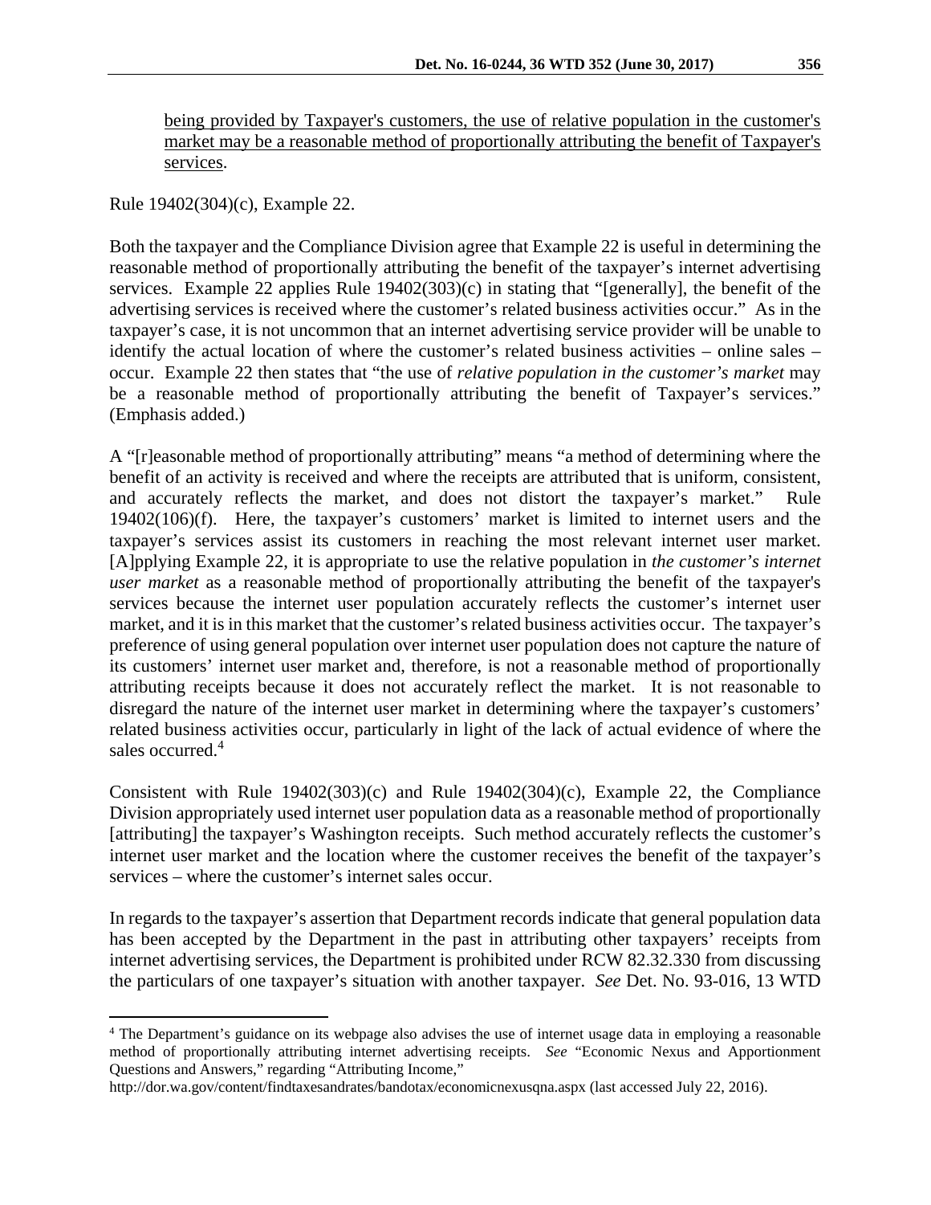<u>being provided by Taxpayer's customers, the use of relative population in the customer's market may be a reasonable method of proportionally attributing the benefit of Taxpayer's services</u>.

Rule 19402(304)(c), Example 22.

Both the taxpayer and the Compliance Division agree that Example 22 is useful in determining the reasonable method of proportionally attributing the benefit of the taxpayer's internet advertising services. Example 22 applies Rule 19402(303)(c) in stating that "[generally], the benefit of the advertising services is received where the customer's related business activities occur." As in the taxpayer's case, it is not uncommon that an internet advertising service provider will be unable to identify the actual location of where the customer's related business activities – online sales – occur. Example 22 then states that "the use of *relative population in the customer's market* may be a reasonable method of proportionally attributing the benefit of Taxpayer's services." (Emphasis added.)

A "[r]easonable method of proportionally attributing" means "a method of determining where the benefit of an activity is received and where the receipts are attributed that is uniform, consistent, and accurately reflects the market, and does not distort the taxpayer's market." Rule 19402(106)(f). Here, the taxpayer's customers' market is limited to internet users and the taxpayer's services assist its customers in reaching the most relevant internet user market. [A]pplying Example 22, it is appropriate to use the relative population in *the customer's internet user market* as a reasonable method of proportionally attributing the benefit of the taxpayer's services because the internet user population accurately reflects the customer's internet user market, and it is in this market that the customer's related business activities occur. The taxpayer's preference of using general population over internet user population does not capture the nature of its customers' internet user market and, therefore, is not a reasonable method of proportionally attributing receipts because it does not accurately reflect the market. It is not reasonable to disregard the nature of the internet user market in determining where the taxpayer's customers' related business activities occur, particularly in light of the lack of actual evidence of where the sales occurred.[4]

Consistent with Rule 19402(303)(c) and Rule 19402(304)(c), Example 22, the Compliance Division appropriately used internet user population data as a reasonable method of proportionally [attributing] the taxpayer's Washington receipts. Such method accurately reflects the customer's internet user market and the location where the customer receives the benefit of the taxpayer's services – where the customer's internet sales occur.

In regards to the taxpayer's assertion that Department records indicate that general population data has been accepted by the Department in the past in attributing other taxpayers' receipts from internet advertising services, the Department is prohibited under RCW 82.32.330 from discussing the particulars of one taxpayer's situation with another taxpayer. *See* Det. No. 93-016, 13 WTD

---

[4] The Department's guidance on its webpage also advises the use of internet usage data in employing a reasonable method of proportionally attributing internet advertising receipts. *See* "Economic Nexus and Apportionment Questions and Answers," regarding "Attributing Income,"
http://dor.wa.gov/content/findtaxesandrates/bandotax/economicnexusqna.aspx (last accessed July 22, 2016).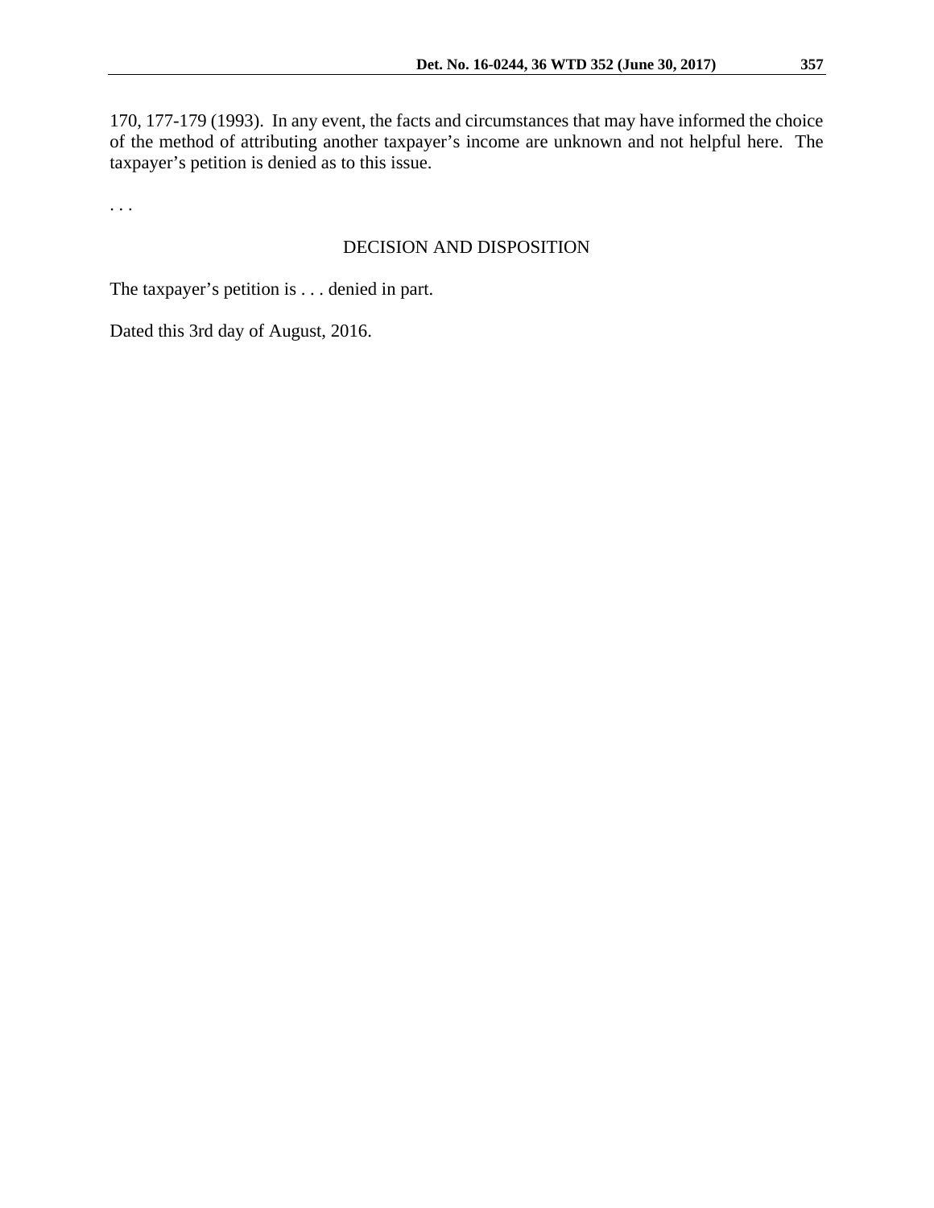170, 177-179 (1993). In any event, the facts and circumstances that may have informed the choice of the method of attributing another taxpayer's income are unknown and not helpful here. The taxpayer's petition is denied as to this issue.

. . .

## DECISION AND DISPOSITION

The taxpayer's petition is . . . denied in part.

Dated this 3rd day of August, 2016.